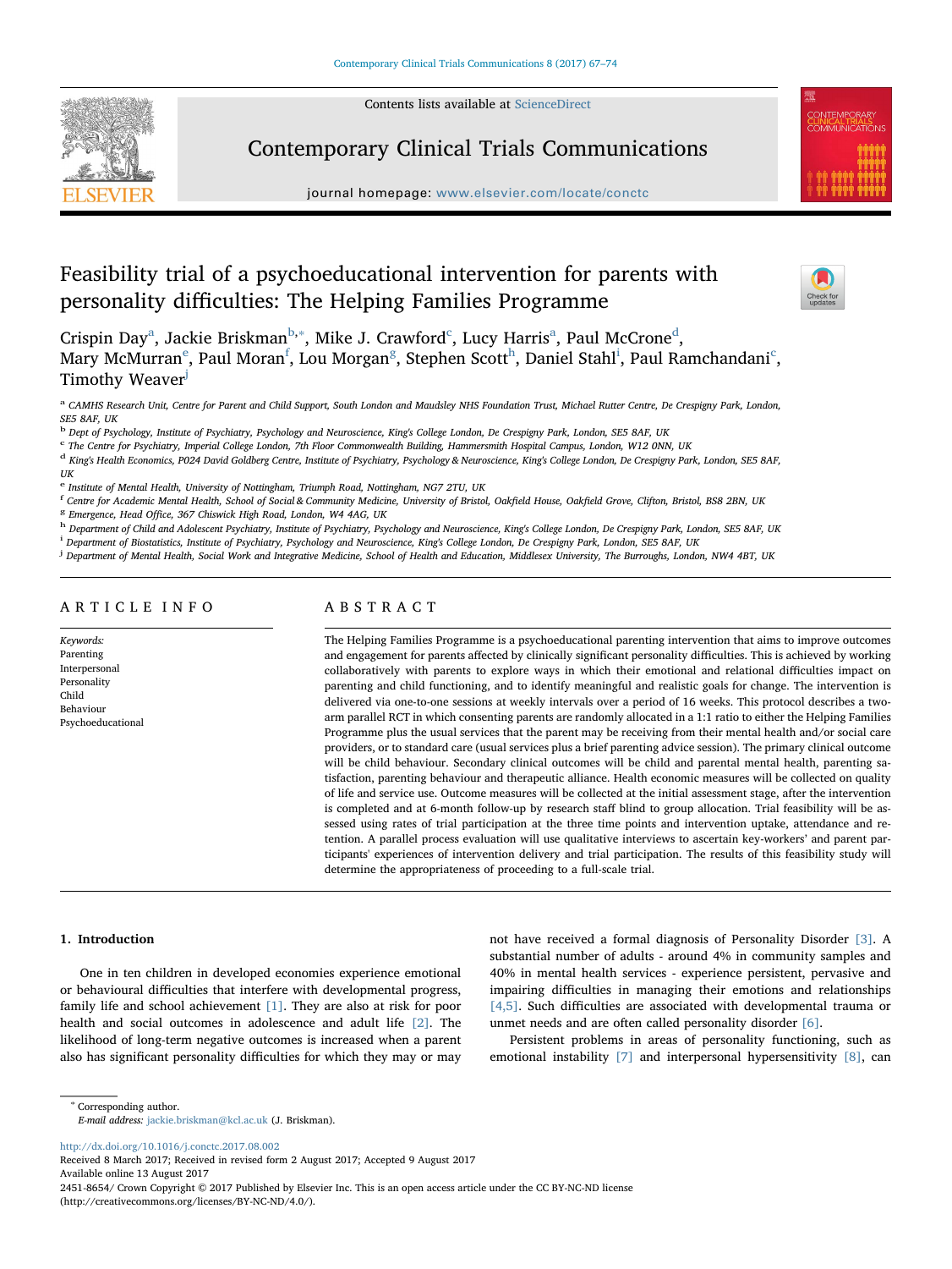# Feasibility trial of a psychoeducational intervention for parents with personality difficulties: The Helping Families Programme

Crispin Day[a], Jackie Briskman[b,*], Mike J. Crawford[c], Lucy Harris[a], Paul McCrone[d], Mary McMurran[e], Paul Moran[f], Lou Morgan[g], Stephen Scott[h], Daniel Stahl[i], Paul Ramchandani[c], Timothy Weaver[j]

[a] CAMHS Research Unit, Centre for Parent and Child Support, South London and Maudsley NHS Foundation Trust, Michael Rutter Centre, De Crespigny Park, London, SE5 8AF, UK

[b] Dept of Psychology, Institute of Psychiatry, Psychology and Neuroscience, King's College London, De Crespigny Park, London, SE5 8AF, UK

[c] The Centre for Psychiatry, Imperial College London, 7th Floor Commonwealth Building, Hammersmith Hospital Campus, London, W12 0NN, UK

[d] King's Health Economics, P024 David Goldberg Centre, Institute of Psychiatry, Psychology & Neuroscience, King's College London, De Crespigny Park, London, SE5 8AF, UK

[e] Institute of Mental Health, University of Nottingham, Triumph Road, Nottingham, NG7 2TU, UK

[f] Centre for Academic Mental Health, School of Social & Community Medicine, University of Bristol, Oakfield House, Oakfield Grove, Clifton, Bristol, BS8 2BN, UK

[g] Emergence, Head Office, 367 Chiswick High Road, London, W4 4AG, UK

[h] Department of Child and Adolescent Psychiatry, Institute of Psychiatry, Psychology and Neuroscience, King's College London, De Crespigny Park, London, SE5 8AF, UK

[i] Department of Biostatistics, Institute of Psychiatry, Psychology and Neuroscience, King's College London, De Crespigny Park, London, SE5 8AF, UK

[j] Department of Mental Health, Social Work and Integrative Medicine, School of Health and Education, Middlesex University, The Burroughs, London, NW4 4BT, UK

## ARTICLE INFO

*Keywords:*
Parenting
Interpersonal
Personality
Child
Behaviour
Psychoeducational

## ABSTRACT

The Helping Families Programme is a psychoeducational parenting intervention that aims to improve outcomes and engagement for parents affected by clinically significant personality difficulties. This is achieved by working collaboratively with parents to explore ways in which their emotional and relational difficulties impact on parenting and child functioning, and to identify meaningful and realistic goals for change. The intervention is delivered via one-to-one sessions at weekly intervals over a period of 16 weeks. This protocol describes a two-arm parallel RCT in which consenting parents are randomly allocated in a 1:1 ratio to either the Helping Families Programme plus the usual services that the parent may be receiving from their mental health and/or social care providers, or to standard care (usual services plus a brief parenting advice session). The primary clinical outcome will be child behaviour. Secondary clinical outcomes will be child and parental mental health, parenting satisfaction, parenting behaviour and therapeutic alliance. Health economic measures will be collected on quality of life and service use. Outcome measures will be collected at the initial assessment stage, after the intervention is completed and at 6-month follow-up by research staff blind to group allocation. Trial feasibility will be assessed using rates of trial participation at the three time points and intervention uptake, attendance and retention. A parallel process evaluation will use qualitative interviews to ascertain key-workers' and parent participants' experiences of intervention delivery and trial participation. The results of this feasibility study will determine the appropriateness of proceeding to a full-scale trial.

## 1. Introduction

One in ten children in developed economies experience emotional or behavioural difficulties that interfere with developmental progress, family life and school achievement [1]. They are also at risk for poor health and social outcomes in adolescence and adult life [2]. The likelihood of long-term negative outcomes is increased when a parent also has significant personality difficulties for which they may or may not have received a formal diagnosis of Personality Disorder [3]. A substantial number of adults - around 4% in community samples and 40% in mental health services - experience persistent, pervasive and impairing difficulties in managing their emotions and relationships [4,5]. Such difficulties are associated with developmental trauma or unmet needs and are often called personality disorder [6].

Persistent problems in areas of personality functioning, such as emotional instability [7] and interpersonal hypersensitivity [8], can

* Corresponding author.
*E-mail address:* jackie.briskman@kcl.ac.uk (J. Briskman).

http://dx.doi.org/10.1016/j.conctc.2017.08.002
Received 8 March 2017; Received in revised form 2 August 2017; Accepted 9 August 2017
Available online 13 August 2017
2451-8654/ Crown Copyright © 2017 Published by Elsevier Inc. This is an open access article under the CC BY-NC-ND license (http://creativecommons.org/licenses/BY-NC-ND/4.0/).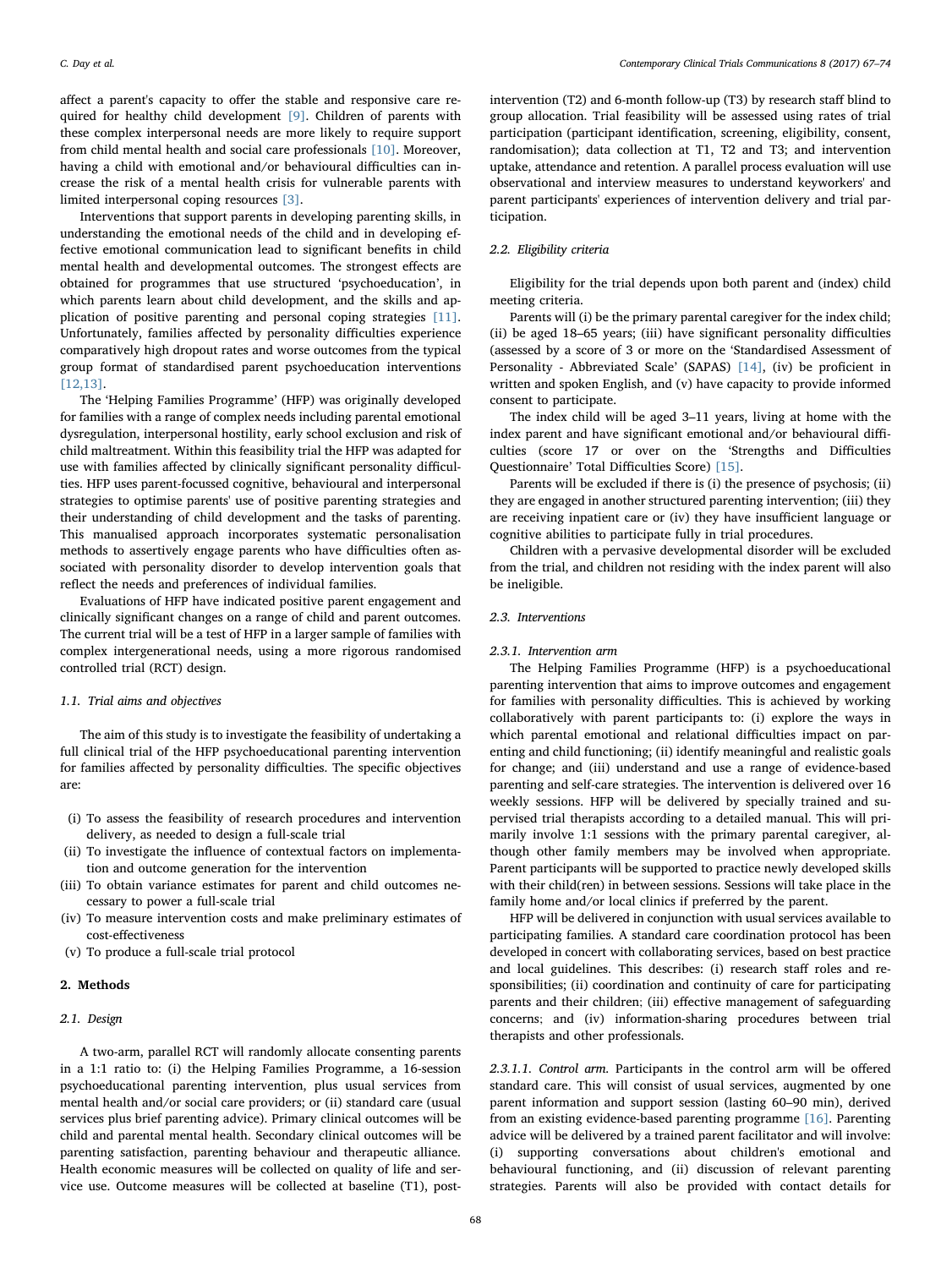affect a parent's capacity to offer the stable and responsive care required for healthy child development [9]. Children of parents with these complex interpersonal needs are more likely to require support from child mental health and social care professionals [10]. Moreover, having a child with emotional and/or behavioural difficulties can increase the risk of a mental health crisis for vulnerable parents with limited interpersonal coping resources [3].

Interventions that support parents in developing parenting skills, in understanding the emotional needs of the child and in developing effective emotional communication lead to significant benefits in child mental health and developmental outcomes. The strongest effects are obtained for programmes that use structured 'psychoeducation', in which parents learn about child development, and the skills and application of positive parenting and personal coping strategies [11]. Unfortunately, families affected by personality difficulties experience comparatively high dropout rates and worse outcomes from the typical group format of standardised parent psychoeducation interventions [12,13].

The 'Helping Families Programme' (HFP) was originally developed for families with a range of complex needs including parental emotional dysregulation, interpersonal hostility, early school exclusion and risk of child maltreatment. Within this feasibility trial the HFP was adapted for use with families affected by clinically significant personality difficulties. HFP uses parent-focussed cognitive, behavioural and interpersonal strategies to optimise parents' use of positive parenting strategies and their understanding of child development and the tasks of parenting. This manualised approach incorporates systematic personalisation methods to assertively engage parents who have difficulties often associated with personality disorder to develop intervention goals that reflect the needs and preferences of individual families.

Evaluations of HFP have indicated positive parent engagement and clinically significant changes on a range of child and parent outcomes. The current trial will be a test of HFP in a larger sample of families with complex intergenerational needs, using a more rigorous randomised controlled trial (RCT) design.

### 1.1. Trial aims and objectives

The aim of this study is to investigate the feasibility of undertaking a full clinical trial of the HFP psychoeducational parenting intervention for families affected by personality difficulties. The specific objectives are:

(i) To assess the feasibility of research procedures and intervention delivery, as needed to design a full-scale trial
(ii) To investigate the influence of contextual factors on implementation and outcome generation for the intervention
(iii) To obtain variance estimates for parent and child outcomes necessary to power a full-scale trial
(iv) To measure intervention costs and make preliminary estimates of cost-effectiveness
(v) To produce a full-scale trial protocol

## 2. Methods

### 2.1. Design

A two-arm, parallel RCT will randomly allocate consenting parents in a 1:1 ratio to: (i) the Helping Families Programme, a 16-session psychoeducational parenting intervention, plus usual services from mental health and/or social care providers; or (ii) standard care (usual services plus brief parenting advice). Primary clinical outcomes will be child and parental mental health. Secondary clinical outcomes will be parenting satisfaction, parenting behaviour and therapeutic alliance. Health economic measures will be collected on quality of life and service use. Outcome measures will be collected at baseline (T1), post-intervention (T2) and 6-month follow-up (T3) by research staff blind to group allocation. Trial feasibility will be assessed using rates of trial participation (participant identification, screening, eligibility, consent, randomisation); data collection at T1, T2 and T3; and intervention uptake, attendance and retention. A parallel process evaluation will use observational and interview measures to understand keyworkers' and parent participants' experiences of intervention delivery and trial participation.

### 2.2. Eligibility criteria

Eligibility for the trial depends upon both parent and (index) child meeting criteria.

Parents will (i) be the primary parental caregiver for the index child; (ii) be aged 18–65 years; (iii) have significant personality difficulties (assessed by a score of 3 or more on the 'Standardised Assessment of Personality - Abbreviated Scale' (SAPAS) [14], (iv) be proficient in written and spoken English, and (v) have capacity to provide informed consent to participate.

The index child will be aged 3–11 years, living at home with the index parent and have significant emotional and/or behavioural difficulties (score 17 or over on the 'Strengths and Difficulties Questionnaire' Total Difficulties Score) [15].

Parents will be excluded if there is (i) the presence of psychosis; (ii) they are engaged in another structured parenting intervention; (iii) they are receiving inpatient care or (iv) they have insufficient language or cognitive abilities to participate fully in trial procedures.

Children with a pervasive developmental disorder will be excluded from the trial, and children not residing with the index parent will also be ineligible.

### 2.3. Interventions

#### 2.3.1. Intervention arm

The Helping Families Programme (HFP) is a psychoeducational parenting intervention that aims to improve outcomes and engagement for families with personality difficulties. This is achieved by working collaboratively with parent participants to: (i) explore the ways in which parental emotional and relational difficulties impact on parenting and child functioning; (ii) identify meaningful and realistic goals for change; and (iii) understand and use a range of evidence-based parenting and self-care strategies. The intervention is delivered over 16 weekly sessions. HFP will be delivered by specially trained and supervised trial therapists according to a detailed manual. This will primarily involve 1:1 sessions with the primary parental caregiver, although other family members may be involved when appropriate. Parent participants will be supported to practice newly developed skills with their child(ren) in between sessions. Sessions will take place in the family home and/or local clinics if preferred by the parent.

HFP will be delivered in conjunction with usual services available to participating families. A standard care coordination protocol has been developed in concert with collaborating services, based on best practice and local guidelines. This describes: (i) research staff roles and responsibilities; (ii) coordination and continuity of care for participating parents and their children; (iii) effective management of safeguarding concerns; and (iv) information-sharing procedures between trial therapists and other professionals.

##### 2.3.1.1. Control arm

Participants in the control arm will be offered standard care. This will consist of usual services, augmented by one parent information and support session (lasting 60–90 min), derived from an existing evidence-based parenting programme [16]. Parenting advice will be delivered by a trained parent facilitator and will involve: (i) supporting conversations about children's emotional and behavioural functioning, and (ii) discussion of relevant parenting strategies. Parents will also be provided with contact details for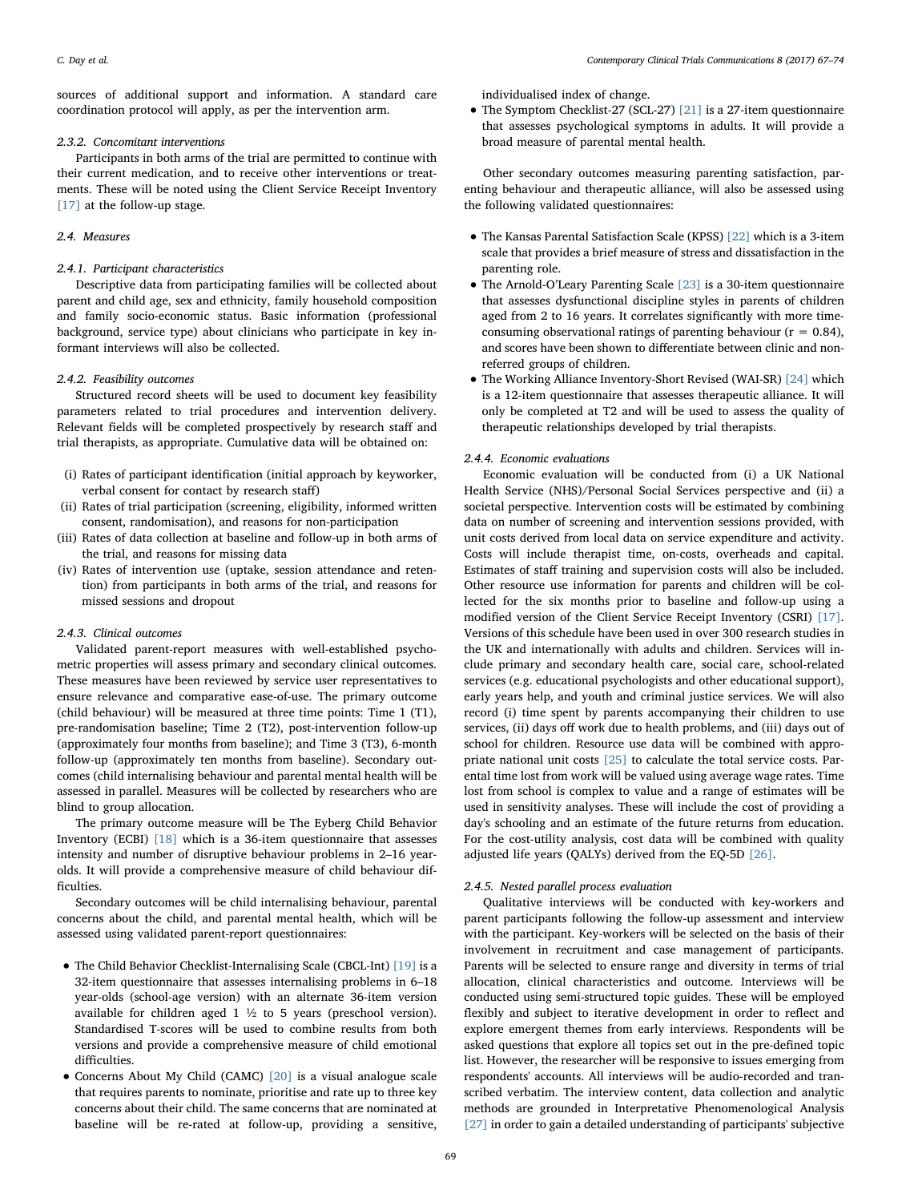sources of additional support and information. A standard care coordination protocol will apply, as per the intervention arm.

#### 2.3.2. Concomitant interventions

Participants in both arms of the trial are permitted to continue with their current medication, and to receive other interventions or treatments. These will be noted using the Client Service Receipt Inventory [17] at the follow-up stage.

### 2.4. Measures

#### 2.4.1. Participant characteristics

Descriptive data from participating families will be collected about parent and child age, sex and ethnicity, family household composition and family socio-economic status. Basic information (professional background, service type) about clinicians who participate in key informant interviews will also be collected.

#### 2.4.2. Feasibility outcomes

Structured record sheets will be used to document key feasibility parameters related to trial procedures and intervention delivery. Relevant fields will be completed prospectively by research staff and trial therapists, as appropriate. Cumulative data will be obtained on:

(i) Rates of participant identification (initial approach by keyworker, verbal consent for contact by research staff)
(ii) Rates of trial participation (screening, eligibility, informed written consent, randomisation), and reasons for non-participation
(iii) Rates of data collection at baseline and follow-up in both arms of the trial, and reasons for missing data
(iv) Rates of intervention use (uptake, session attendance and retention) from participants in both arms of the trial, and reasons for missed sessions and dropout

#### 2.4.3. Clinical outcomes

Validated parent-report measures with well-established psychometric properties will assess primary and secondary clinical outcomes. These measures have been reviewed by service user representatives to ensure relevance and comparative ease-of-use. The primary outcome (child behaviour) will be measured at three time points: Time 1 (T1), pre-randomisation baseline; Time 2 (T2), post-intervention follow-up (approximately four months from baseline); and Time 3 (T3), 6-month follow-up (approximately ten months from baseline). Secondary outcomes (child internalising behaviour and parental mental health will be assessed in parallel. Measures will be collected by researchers who are blind to group allocation.

The primary outcome measure will be The Eyberg Child Behavior Inventory (ECBI) [18] which is a 36-item questionnaire that assesses intensity and number of disruptive behaviour problems in 2–16 year-olds. It will provide a comprehensive measure of child behaviour difficulties.

Secondary outcomes will be child internalising behaviour, parental concerns about the child, and parental mental health, which will be assessed using validated parent-report questionnaires:

- The Child Behavior Checklist-Internalising Scale (CBCL-Int) [19] is a 32-item questionnaire that assesses internalising problems in 6–18 year-olds (school-age version) with an alternate 36-item version available for children aged 1 ½ to 5 years (preschool version). Standardised T-scores will be used to combine results from both versions and provide a comprehensive measure of child emotional difficulties.
- Concerns About My Child (CAMC) [20] is a visual analogue scale that requires parents to nominate, prioritise and rate up to three key concerns about their child. The same concerns that are nominated at baseline will be re-rated at follow-up, providing a sensitive, individualised index of change.
- The Symptom Checklist-27 (SCL-27) [21] is a 27-item questionnaire that assesses psychological symptoms in adults. It will provide a broad measure of parental mental health.

Other secondary outcomes measuring parenting satisfaction, parenting behaviour and therapeutic alliance, will also be assessed using the following validated questionnaires:

- The Kansas Parental Satisfaction Scale (KPSS) [22] which is a 3-item scale that provides a brief measure of stress and dissatisfaction in the parenting role.
- The Arnold-O'Leary Parenting Scale [23] is a 30-item questionnaire that assesses dysfunctional discipline styles in parents of children aged from 2 to 16 years. It correlates significantly with more time-consuming observational ratings of parenting behaviour ($r = 0.84$), and scores have been shown to differentiate between clinic and non-referred groups of children.
- The Working Alliance Inventory-Short Revised (WAI-SR) [24] which is a 12-item questionnaire that assesses therapeutic alliance. It will only be completed at T2 and will be used to assess the quality of therapeutic relationships developed by trial therapists.

#### 2.4.4. Economic evaluations

Economic evaluation will be conducted from (i) a UK National Health Service (NHS)/Personal Social Services perspective and (ii) a societal perspective. Intervention costs will be estimated by combining data on number of screening and intervention sessions provided, with unit costs derived from local data on service expenditure and activity. Costs will include therapist time, on-costs, overheads and capital. Estimates of staff training and supervision costs will also be included. Other resource use information for parents and children will be collected for the six months prior to baseline and follow-up using a modified version of the Client Service Receipt Inventory (CSRI) [17]. Versions of this schedule have been used in over 300 research studies in the UK and internationally with adults and children. Services will include primary and secondary health care, social care, school-related services (e.g. educational psychologists and other educational support), early years help, and youth and criminal justice services. We will also record (i) time spent by parents accompanying their children to use services, (ii) days off work due to health problems, and (iii) days out of school for children. Resource use data will be combined with appropriate national unit costs [25] to calculate the total service costs. Parental time lost from work will be valued using average wage rates. Time lost from school is complex to value and a range of estimates will be used in sensitivity analyses. These will include the cost of providing a day's schooling and an estimate of the future returns from education. For the cost-utility analysis, cost data will be combined with quality adjusted life years (QALYs) derived from the EQ-5D [26].

#### 2.4.5. Nested parallel process evaluation

Qualitative interviews will be conducted with key-workers and parent participants following the follow-up assessment and interview with the participant. Key-workers will be selected on the basis of their involvement in recruitment and case management of participants. Parents will be selected to ensure range and diversity in terms of trial allocation, clinical characteristics and outcome. Interviews will be conducted using semi-structured topic guides. These will be employed flexibly and subject to iterative development in order to reflect and explore emergent themes from early interviews. Respondents will be asked questions that explore all topics set out in the pre-defined topic list. However, the researcher will be responsive to issues emerging from respondents' accounts. All interviews will be audio-recorded and transcribed verbatim. The interview content, data collection and analytic methods are grounded in Interpretative Phenomenological Analysis [27] in order to gain a detailed understanding of participants' subjective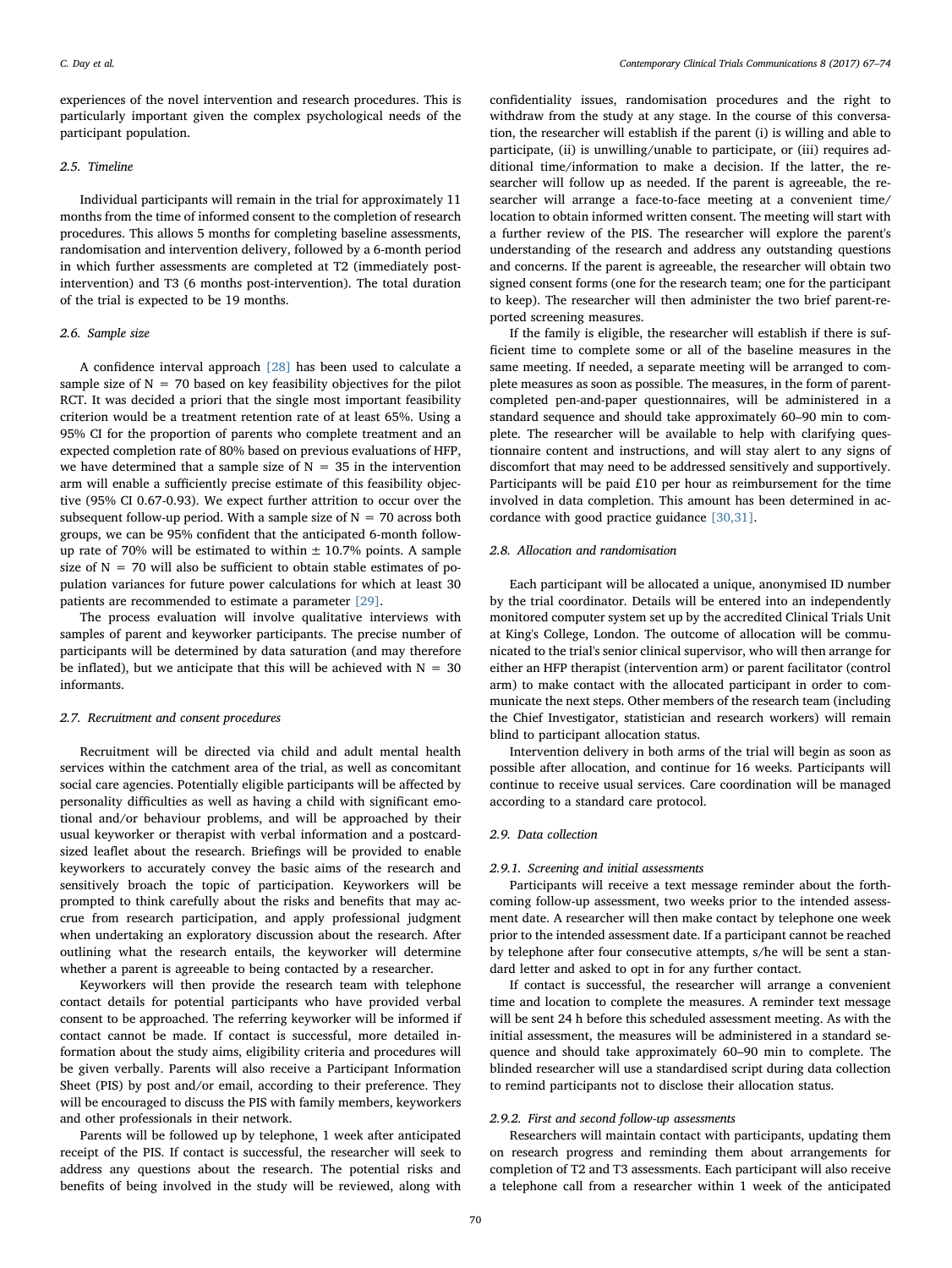experiences of the novel intervention and research procedures. This is particularly important given the complex psychological needs of the participant population.

### 2.5. Timeline

Individual participants will remain in the trial for approximately 11 months from the time of informed consent to the completion of research procedures. This allows 5 months for completing baseline assessments, randomisation and intervention delivery, followed by a 6-month period in which further assessments are completed at T2 (immediately post-intervention) and T3 (6 months post-intervention). The total duration of the trial is expected to be 19 months.

### 2.6. Sample size

A confidence interval approach [28] has been used to calculate a sample size of N = 70 based on key feasibility objectives for the pilot RCT. It was decided a priori that the single most important feasibility criterion would be a treatment retention rate of at least 65%. Using a 95% CI for the proportion of parents who complete treatment and an expected completion rate of 80% based on previous evaluations of HFP, we have determined that a sample size of N = 35 in the intervention arm will enable a sufficiently precise estimate of this feasibility objective (95% CI 0.67-0.93). We expect further attrition to occur over the subsequent follow-up period. With a sample size of N = 70 across both groups, we can be 95% confident that the anticipated 6-month follow-up rate of 70% will be estimated to within ± 10.7% points. A sample size of N = 70 will also be sufficient to obtain stable estimates of population variances for future power calculations for which at least 30 patients are recommended to estimate a parameter [29].

The process evaluation will involve qualitative interviews with samples of parent and keyworker participants. The precise number of participants will be determined by data saturation (and may therefore be inflated), but we anticipate that this will be achieved with N = 30 informants.

### 2.7. Recruitment and consent procedures

Recruitment will be directed via child and adult mental health services within the catchment area of the trial, as well as concomitant social care agencies. Potentially eligible participants will be affected by personality difficulties as well as having a child with significant emotional and/or behaviour problems, and will be approached by their usual keyworker or therapist with verbal information and a postcard-sized leaflet about the research. Briefings will be provided to enable keyworkers to accurately convey the basic aims of the research and sensitively broach the topic of participation. Keyworkers will be prompted to think carefully about the risks and benefits that may accrue from research participation, and apply professional judgment when undertaking an exploratory discussion about the research. After outlining what the research entails, the keyworker will determine whether a parent is agreeable to being contacted by a researcher.

Keyworkers will then provide the research team with telephone contact details for potential participants who have provided verbal consent to be approached. The referring keyworker will be informed if contact cannot be made. If contact is successful, more detailed information about the study aims, eligibility criteria and procedures will be given verbally. Parents will also receive a Participant Information Sheet (PIS) by post and/or email, according to their preference. They will be encouraged to discuss the PIS with family members, keyworkers and other professionals in their network.

Parents will be followed up by telephone, 1 week after anticipated receipt of the PIS. If contact is successful, the researcher will seek to address any questions about the research. The potential risks and benefits of being involved in the study will be reviewed, along with confidentiality issues, randomisation procedures and the right to withdraw from the study at any stage. In the course of this conversation, the researcher will establish if the parent (i) is willing and able to participate, (ii) is unwilling/unable to participate, or (iii) requires additional time/information to make a decision. If the latter, the researcher will follow up as needed. If the parent is agreeable, the researcher will arrange a face-to-face meeting at a convenient time/location to obtain informed written consent. The meeting will start with a further review of the PIS. The researcher will explore the parent's understanding of the research and address any outstanding questions and concerns. If the parent is agreeable, the researcher will obtain two signed consent forms (one for the research team; one for the participant to keep). The researcher will then administer the two brief parent-reported screening measures.

If the family is eligible, the researcher will establish if there is sufficient time to complete some or all of the baseline measures in the same meeting. If needed, a separate meeting will be arranged to complete measures as soon as possible. The measures, in the form of parent-completed pen-and-paper questionnaires, will be administered in a standard sequence and should take approximately 60–90 min to complete. The researcher will be available to help with clarifying questionnaire content and instructions, and will stay alert to any signs of discomfort that may need to be addressed sensitively and supportively. Participants will be paid £10 per hour as reimbursement for the time involved in data completion. This amount has been determined in accordance with good practice guidance [30,31].

### 2.8. Allocation and randomisation

Each participant will be allocated a unique, anonymised ID number by the trial coordinator. Details will be entered into an independently monitored computer system set up by the accredited Clinical Trials Unit at King's College, London. The outcome of allocation will be communicated to the trial's senior clinical supervisor, who will then arrange for either an HFP therapist (intervention arm) or parent facilitator (control arm) to make contact with the allocated participant in order to communicate the next steps. Other members of the research team (including the Chief Investigator, statistician and research workers) will remain blind to participant allocation status.

Intervention delivery in both arms of the trial will begin as soon as possible after allocation, and continue for 16 weeks. Participants will continue to receive usual services. Care coordination will be managed according to a standard care protocol.

### 2.9. Data collection

#### 2.9.1. Screening and initial assessments

Participants will receive a text message reminder about the forthcoming follow-up assessment, two weeks prior to the intended assessment date. A researcher will then make contact by telephone one week prior to the intended assessment date. If a participant cannot be reached by telephone after four consecutive attempts, s/he will be sent a standard letter and asked to opt in for any further contact.

If contact is successful, the researcher will arrange a convenient time and location to complete the measures. A reminder text message will be sent 24 h before this scheduled assessment meeting. As with the initial assessment, the measures will be administered in a standard sequence and should take approximately 60–90 min to complete. The blinded researcher will use a standardised script during data collection to remind participants not to disclose their allocation status.

#### 2.9.2. First and second follow-up assessments

Researchers will maintain contact with participants, updating them on research progress and reminding them about arrangements for completion of T2 and T3 assessments. Each participant will also receive a telephone call from a researcher within 1 week of the anticipated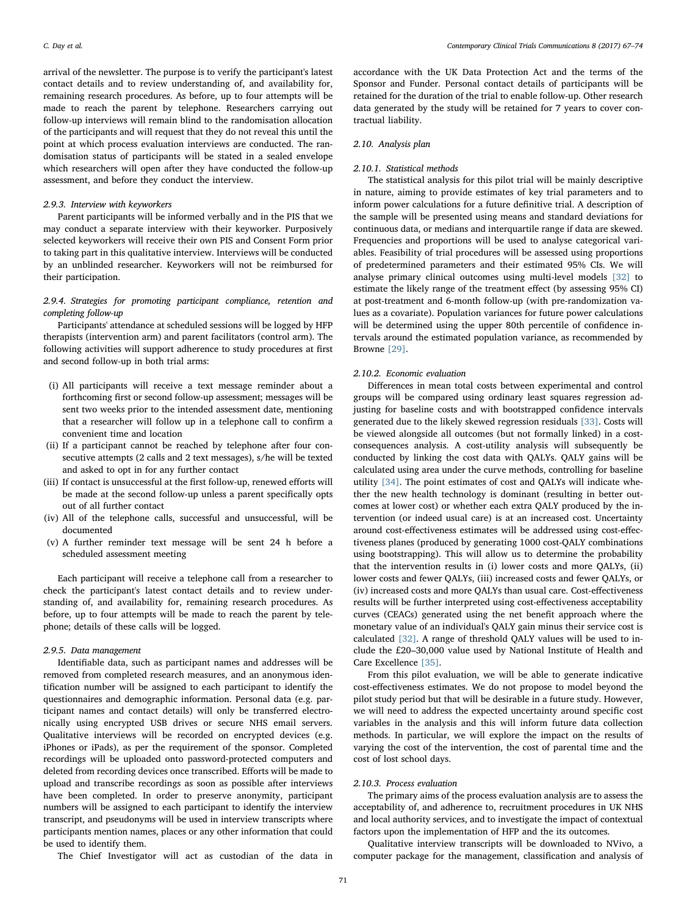arrival of the newsletter. The purpose is to verify the participant's latest contact details and to review understanding of, and availability for, remaining research procedures. As before, up to four attempts will be made to reach the parent by telephone. Researchers carrying out follow-up interviews will remain blind to the randomisation allocation of the participants and will request that they do not reveal this until the point at which process evaluation interviews are conducted. The randomisation status of participants will be stated in a sealed envelope which researchers will open after they have conducted the follow-up assessment, and before they conduct the interview.

#### 2.9.3. Interview with keyworkers

Parent participants will be informed verbally and in the PIS that we may conduct a separate interview with their keyworker. Purposively selected keyworkers will receive their own PIS and Consent Form prior to taking part in this qualitative interview. Interviews will be conducted by an unblinded researcher. Keyworkers will not be reimbursed for their participation.

#### 2.9.4. Strategies for promoting participant compliance, retention and completing follow-up

Participants' attendance at scheduled sessions will be logged by HFP therapists (intervention arm) and parent facilitators (control arm). The following activities will support adherence to study procedures at first and second follow-up in both trial arms:

(i) All participants will receive a text message reminder about a forthcoming first or second follow-up assessment; messages will be sent two weeks prior to the intended assessment date, mentioning that a researcher will follow up in a telephone call to confirm a convenient time and location
(ii) If a participant cannot be reached by telephone after four consecutive attempts (2 calls and 2 text messages), s/he will be texted and asked to opt in for any further contact
(iii) If contact is unsuccessful at the first follow-up, renewed efforts will be made at the second follow-up unless a parent specifically opts out of all further contact
(iv) All of the telephone calls, successful and unsuccessful, will be documented
(v) A further reminder text message will be sent 24 h before a scheduled assessment meeting

Each participant will receive a telephone call from a researcher to check the participant's latest contact details and to review understanding of, and availability for, remaining research procedures. As before, up to four attempts will be made to reach the parent by telephone; details of these calls will be logged.

#### 2.9.5. Data management

Identifiable data, such as participant names and addresses will be removed from completed research measures, and an anonymous identification number will be assigned to each participant to identify the questionnaires and demographic information. Personal data (e.g. participant names and contact details) will only be transferred electronically using encrypted USB drives or secure NHS email servers. Qualitative interviews will be recorded on encrypted devices (e.g. iPhones or iPads), as per the requirement of the sponsor. Completed recordings will be uploaded onto password-protected computers and deleted from recording devices once transcribed. Efforts will be made to upload and transcribe recordings as soon as possible after interviews have been completed. In order to preserve anonymity, participant numbers will be assigned to each participant to identify the interview transcript, and pseudonyms will be used in interview transcripts where participants mention names, places or any other information that could be used to identify them.

The Chief Investigator will act as custodian of the data in accordance with the UK Data Protection Act and the terms of the Sponsor and Funder. Personal contact details of participants will be retained for the duration of the trial to enable follow-up. Other research data generated by the study will be retained for 7 years to cover contractual liability.

### 2.10. Analysis plan

#### 2.10.1. Statistical methods

The statistical analysis for this pilot trial will be mainly descriptive in nature, aiming to provide estimates of key trial parameters and to inform power calculations for a future definitive trial. A description of the sample will be presented using means and standard deviations for continuous data, or medians and interquartile range if data are skewed. Frequencies and proportions will be used to analyse categorical variables. Feasibility of trial procedures will be assessed using proportions of predetermined parameters and their estimated 95% CIs. We will analyse primary clinical outcomes using multi-level models [32] to estimate the likely range of the treatment effect (by assessing 95% CI) at post-treatment and 6-month follow-up (with pre-randomization values as a covariate). Population variances for future power calculations will be determined using the upper 80th percentile of confidence intervals around the estimated population variance, as recommended by Browne [29].

#### 2.10.2. Economic evaluation

Differences in mean total costs between experimental and control groups will be compared using ordinary least squares regression adjusting for baseline costs and with bootstrapped confidence intervals generated due to the likely skewed regression residuals [33]. Costs will be viewed alongside all outcomes (but not formally linked) in a cost-consequences analysis. A cost-utility analysis will subsequently be conducted by linking the cost data with QALYs. QALY gains will be calculated using area under the curve methods, controlling for baseline utility [34]. The point estimates of cost and QALYs will indicate whether the new health technology is dominant (resulting in better outcomes at lower cost) or whether each extra QALY produced by the intervention (or indeed usual care) is at an increased cost. Uncertainty around cost-effectiveness estimates will be addressed using cost-effectiveness planes (produced by generating 1000 cost-QALY combinations using bootstrapping). This will allow us to determine the probability that the intervention results in (i) lower costs and more QALYs, (ii) lower costs and fewer QALYs, (iii) increased costs and fewer QALYs, or (iv) increased costs and more QALYs than usual care. Cost-effectiveness results will be further interpreted using cost-effectiveness acceptability curves (CEACs) generated using the net benefit approach where the monetary value of an individual's QALY gain minus their service cost is calculated [32]. A range of threshold QALY values will be used to include the £20–30,000 value used by National Institute of Health and Care Excellence [35].

From this pilot evaluation, we will be able to generate indicative cost-effectiveness estimates. We do not propose to model beyond the pilot study period but that will be desirable in a future study. However, we will need to address the expected uncertainty around specific cost variables in the analysis and this will inform future data collection methods. In particular, we will explore the impact on the results of varying the cost of the intervention, the cost of parental time and the cost of lost school days.

#### 2.10.3. Process evaluation

The primary aims of the process evaluation analysis are to assess the acceptability of, and adherence to, recruitment procedures in UK NHS and local authority services, and to investigate the impact of contextual factors upon the implementation of HFP and the its outcomes.

Qualitative interview transcripts will be downloaded to NVivo, a computer package for the management, classification and analysis of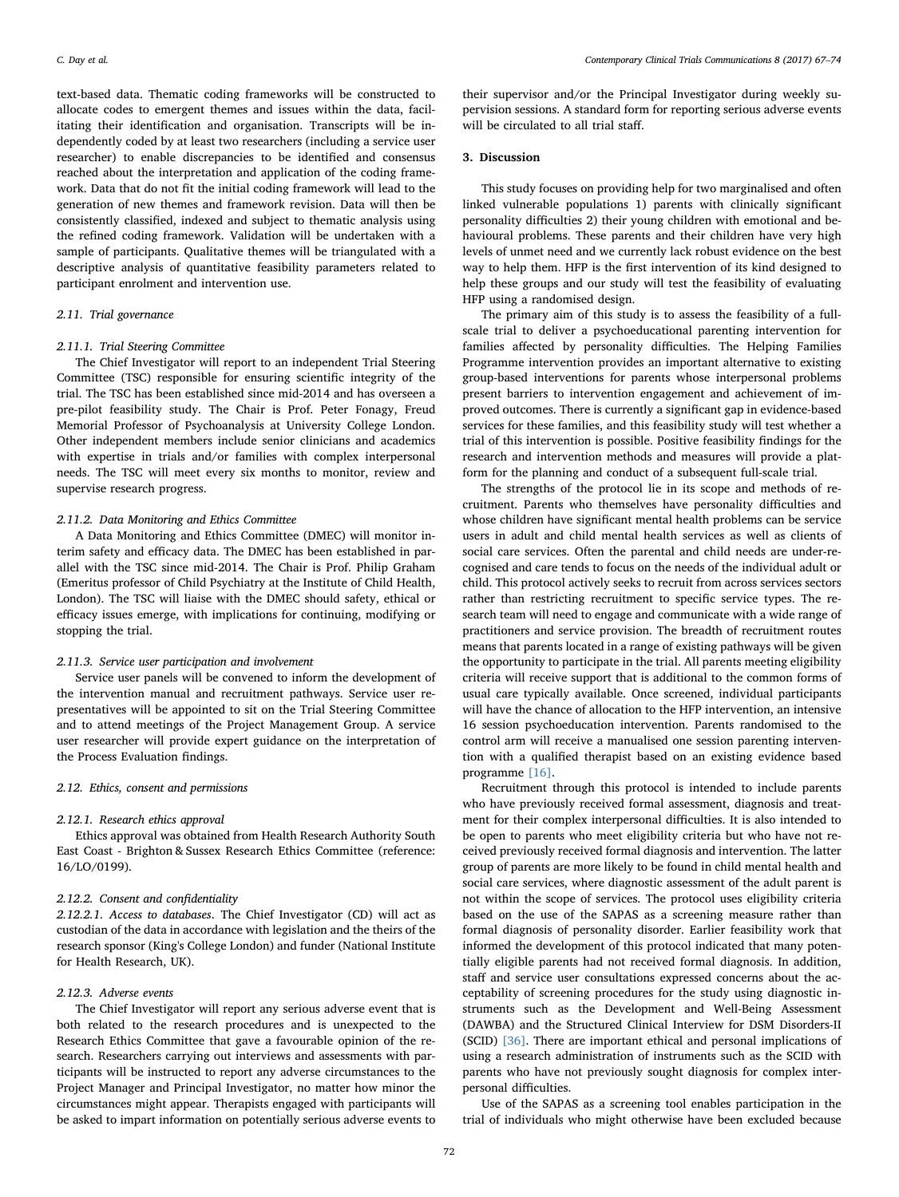text-based data. Thematic coding frameworks will be constructed to allocate codes to emergent themes and issues within the data, facilitating their identification and organisation. Transcripts will be independently coded by at least two researchers (including a service user researcher) to enable discrepancies to be identified and consensus reached about the interpretation and application of the coding framework. Data that do not fit the initial coding framework will lead to the generation of new themes and framework revision. Data will then be consistently classified, indexed and subject to thematic analysis using the refined coding framework. Validation will be undertaken with a sample of participants. Qualitative themes will be triangulated with a descriptive analysis of quantitative feasibility parameters related to participant enrolment and intervention use.

### 2.11. Trial governance

#### 2.11.1. Trial Steering Committee

The Chief Investigator will report to an independent Trial Steering Committee (TSC) responsible for ensuring scientific integrity of the trial. The TSC has been established since mid-2014 and has overseen a pre-pilot feasibility study. The Chair is Prof. Peter Fonagy, Freud Memorial Professor of Psychoanalysis at University College London. Other independent members include senior clinicians and academics with expertise in trials and/or families with complex interpersonal needs. The TSC will meet every six months to monitor, review and supervise research progress.

#### 2.11.2. Data Monitoring and Ethics Committee

A Data Monitoring and Ethics Committee (DMEC) will monitor interim safety and efficacy data. The DMEC has been established in parallel with the TSC since mid-2014. The Chair is Prof. Philip Graham (Emeritus professor of Child Psychiatry at the Institute of Child Health, London). The TSC will liaise with the DMEC should safety, ethical or efficacy issues emerge, with implications for continuing, modifying or stopping the trial.

#### 2.11.3. Service user participation and involvement

Service user panels will be convened to inform the development of the intervention manual and recruitment pathways. Service user representatives will be appointed to sit on the Trial Steering Committee and to attend meetings of the Project Management Group. A service user researcher will provide expert guidance on the interpretation of the Process Evaluation findings.

### 2.12. Ethics, consent and permissions

#### 2.12.1. Research ethics approval

Ethics approval was obtained from Health Research Authority South East Coast - Brighton & Sussex Research Ethics Committee (reference: 16/LO/0199).

#### 2.12.2. Consent and confidentiality

*2.12.2.1. Access to databases*. The Chief Investigator (CD) will act as custodian of the data in accordance with legislation and the theirs of the research sponsor (King's College London) and funder (National Institute for Health Research, UK).

#### 2.12.3. Adverse events

The Chief Investigator will report any serious adverse event that is both related to the research procedures and is unexpected to the Research Ethics Committee that gave a favourable opinion of the research. Researchers carrying out interviews and assessments with participants will be instructed to report any adverse circumstances to the Project Manager and Principal Investigator, no matter how minor the circumstances might appear. Therapists engaged with participants will be asked to impart information on potentially serious adverse events to their supervisor and/or the Principal Investigator during weekly supervision sessions. A standard form for reporting serious adverse events will be circulated to all trial staff.

## 3. Discussion

This study focuses on providing help for two marginalised and often linked vulnerable populations 1) parents with clinically significant personality difficulties 2) their young children with emotional and behavioural problems. These parents and their children have very high levels of unmet need and we currently lack robust evidence on the best way to help them. HFP is the first intervention of its kind designed to help these groups and our study will test the feasibility of evaluating HFP using a randomised design.

The primary aim of this study is to assess the feasibility of a full-scale trial to deliver a psychoeducational parenting intervention for families affected by personality difficulties. The Helping Families Programme intervention provides an important alternative to existing group-based interventions for parents whose interpersonal problems present barriers to intervention engagement and achievement of improved outcomes. There is currently a significant gap in evidence-based services for these families, and this feasibility study will test whether a trial of this intervention is possible. Positive feasibility findings for the research and intervention methods and measures will provide a platform for the planning and conduct of a subsequent full-scale trial.

The strengths of the protocol lie in its scope and methods of recruitment. Parents who themselves have personality difficulties and whose children have significant mental health problems can be service users in adult and child mental health services as well as clients of social care services. Often the parental and child needs are under-recognised and care tends to focus on the needs of the individual adult or child. This protocol actively seeks to recruit from across services sectors rather than restricting recruitment to specific service types. The research team will need to engage and communicate with a wide range of practitioners and service provision. The breadth of recruitment routes means that parents located in a range of existing pathways will be given the opportunity to participate in the trial. All parents meeting eligibility criteria will receive support that is additional to the common forms of usual care typically available. Once screened, individual participants will have the chance of allocation to the HFP intervention, an intensive 16 session psychoeducation intervention. Parents randomised to the control arm will receive a manualised one session parenting intervention with a qualified therapist based on an existing evidence based programme [16].

Recruitment through this protocol is intended to include parents who have previously received formal assessment, diagnosis and treatment for their complex interpersonal difficulties. It is also intended to be open to parents who meet eligibility criteria but who have not received previously received formal diagnosis and intervention. The latter group of parents are more likely to be found in child mental health and social care services, where diagnostic assessment of the adult parent is not within the scope of services. The protocol uses eligibility criteria based on the use of the SAPAS as a screening measure rather than formal diagnosis of personality disorder. Earlier feasibility work that informed the development of this protocol indicated that many potentially eligible parents had not received formal diagnosis. In addition, staff and service user consultations expressed concerns about the acceptability of screening procedures for the study using diagnostic instruments such as the Development and Well-Being Assessment (DAWBA) and the Structured Clinical Interview for DSM Disorders-II (SCID) [36]. There are important ethical and personal implications of using a research administration of instruments such as the SCID with parents who have not previously sought diagnosis for complex interpersonal difficulties.

Use of the SAPAS as a screening tool enables participation in the trial of individuals who might otherwise have been excluded because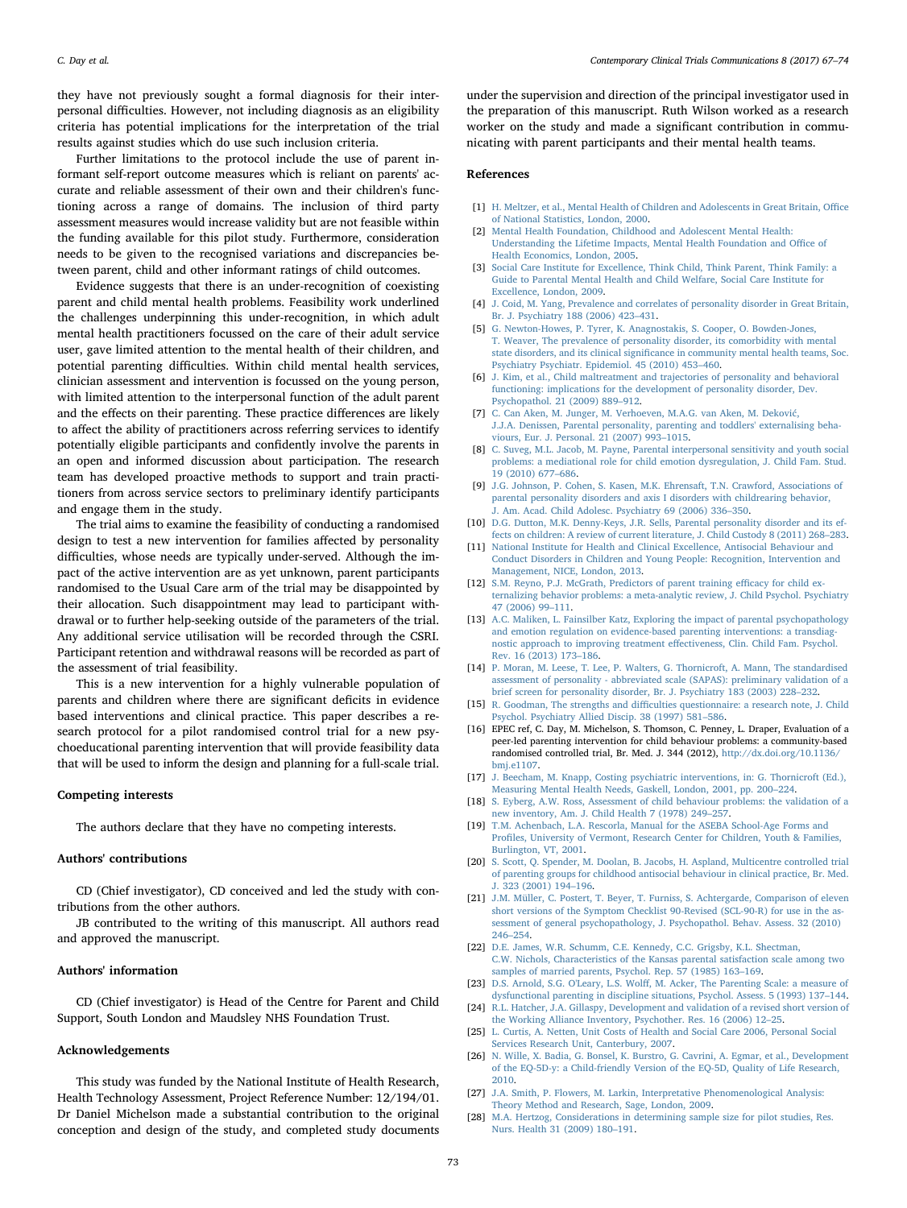they have not previously sought a formal diagnosis for their interpersonal difficulties. However, not including diagnosis as an eligibility criteria has potential implications for the interpretation of the trial results against studies which do use such inclusion criteria.

Further limitations to the protocol include the use of parent informant self-report outcome measures which is reliant on parents' accurate and reliable assessment of their own and their children's functioning across a range of domains. The inclusion of third party assessment measures would increase validity but are not feasible within the funding available for this pilot study. Furthermore, consideration needs to be given to the recognised variations and discrepancies between parent, child and other informant ratings of child outcomes.

Evidence suggests that there is an under-recognition of coexisting parent and child mental health problems. Feasibility work underlined the challenges underpinning this under-recognition, in which adult mental health practitioners focussed on the care of their adult service user, gave limited attention to the mental health of their children, and potential parenting difficulties. Within child mental health services, clinician assessment and intervention is focussed on the young person, with limited attention to the interpersonal function of the adult parent and the effects on their parenting. These practice differences are likely to affect the ability of practitioners across referring services to identify potentially eligible participants and confidently involve the parents in an open and informed discussion about participation. The research team has developed proactive methods to support and train practitioners from across service sectors to preliminary identify participants and engage them in the study.

The trial aims to examine the feasibility of conducting a randomised design to test a new intervention for families affected by personality difficulties, whose needs are typically under-served. Although the impact of the active intervention are as yet unknown, parent participants randomised to the Usual Care arm of the trial may be disappointed by their allocation. Such disappointment may lead to participant withdrawal or to further help-seeking outside of the parameters of the trial. Any additional service utilisation will be recorded through the CSRI. Participant retention and withdrawal reasons will be recorded as part of the assessment of trial feasibility.

This is a new intervention for a highly vulnerable population of parents and children where there are significant deficits in evidence based interventions and clinical practice. This paper describes a research protocol for a pilot randomised control trial for a new psychoeducational parenting intervention that will provide feasibility data that will be used to inform the design and planning for a full-scale trial.

## Competing interests

The authors declare that they have no competing interests.

## Authors' contributions

CD (Chief investigator), CD conceived and led the study with contributions from the other authors.

JB contributed to the writing of this manuscript. All authors read and approved the manuscript.

## Authors' information

CD (Chief investigator) is Head of the Centre for Parent and Child Support, South London and Maudsley NHS Foundation Trust.

## Acknowledgements

This study was funded by the National Institute of Health Research, Health Technology Assessment, Project Reference Number: 12/194/01. Dr Daniel Michelson made a substantial contribution to the original conception and design of the study, and completed study documents under the supervision and direction of the principal investigator used in the preparation of this manuscript. Ruth Wilson worked as a research worker on the study and made a significant contribution in communicating with parent participants and their mental health teams.

## References

[1] H. Meltzer, et al., Mental Health of Children and Adolescents in Great Britain, Office of National Statistics, London, 2000.

[2] Mental Health Foundation, Childhood and Adolescent Mental Health: Understanding the Lifetime Impacts, Mental Health Foundation and Office of Health Economics, London, 2005.

[3] Social Care Institute for Excellence, Think Child, Think Parent, Think Family: a Guide to Parental Mental Health and Child Welfare, Social Care Institute for Excellence, London, 2009.

[4] J. Coid, M. Yang, Prevalence and correlates of personality disorder in Great Britain, Br. J. Psychiatry 188 (2006) 423–431.

[5] G. Newton-Howes, P. Tyrer, K. Anagnostakis, S. Cooper, O. Bowden-Jones, T. Weaver, The prevalence of personality disorder, its comorbidity with mental state disorders, and its clinical significance in community mental health teams, Soc. Psychiatry Psychiatr. Epidemiol. 45 (2010) 453–460.

[6] J. Kim, et al., Child maltreatment and trajectories of personality and behavioral functioning: implications for the development of personality disorder, Dev. Psychopathol. 21 (2009) 889–912.

[7] C. Can Aken, M. Junger, M. Verhoeven, M.A.G. van Aken, M. Deković, J.J.A. Denissen, Parental personality, parenting and toddlers' externalising behaviours, Eur. J. Personal. 21 (2007) 993–1015.

[8] C. Suveg, M.L. Jacob, M. Payne, Parental interpersonal sensitivity and youth social problems: a mediational role for child emotion dysregulation, J. Child Fam. Stud. 19 (2010) 677–686.

[9] J.G. Johnson, P. Cohen, S. Kasen, M.K. Ehrensaft, T.N. Crawford, Associations of parental personality disorders and axis I disorders with childrearing behavior, J. Am. Acad. Child Adolesc. Psychiatry 69 (2006) 336–350.

[10] D.G. Dutton, M.K. Denny-Keys, J.R. Sells, Parental personality disorder and its effects on children: A review of current literature, J. Child Custody 8 (2011) 268–283.

[11] National Institute for Health and Clinical Excellence, Antisocial Behaviour and Conduct Disorders in Children and Young People: Recognition, Intervention and Management, NICE, London, 2013.

[12] S.M. Reyno, P.J. McGrath, Predictors of parent training efficacy for child externalizing behavior problems: a meta-analytic review, J. Child Psychol. Psychiatry 47 (2006) 99–111.

[13] A.C. Maliken, L. Fainsilber Katz, Exploring the impact of parental psychopathology and emotion regulation on evidence-based parenting interventions: a transdiagnostic approach to improving treatment effectiveness, Clin. Child Fam. Psychol. Rev. 16 (2013) 173–186.

[14] P. Moran, M. Leese, T. Lee, P. Walters, G. Thornicroft, A. Mann, The standardised assessment of personality - abbreviated scale (SAPAS): preliminary validation of a brief screen for personality disorder, Br. J. Psychiatry 183 (2003) 228–232.

[15] R. Goodman, The strengths and difficulties questionnaire: a research note, J. Child Psychol. Psychiatry Allied Discip. 38 (1997) 581–586.

[16] EPEC ref, C. Day, M. Michelson, S. Thomson, C. Penney, L. Draper, Evaluation of a peer-led parenting intervention for child behaviour problems: a community-based randomised controlled trial, Br. Med. J. 344 (2012), http://dx.doi.org/10.1136/bmj.e1107.

[17] J. Beecham, M. Knapp, Costing psychiatric interventions, in: G. Thornicroft (Ed.), Measuring Mental Health Needs, Gaskell, London, 2001, pp. 200–224.

[18] S. Eyberg, A.W. Ross, Assessment of child behaviour problems: the validation of a new inventory, Am. J. Child Health 7 (1978) 249–257.

[19] T.M. Achenbach, L.A. Rescorla, Manual for the ASEBA School-Age Forms and Profiles, University of Vermont, Research Center for Children, Youth & Families, Burlington, VT, 2001.

[20] S. Scott, Q. Spender, M. Doolan, B. Jacobs, H. Aspland, Multicentre controlled trial of parenting groups for childhood antisocial behaviour in clinical practice, Br. Med. J. 323 (2001) 194–196.

[21] J.M. Müller, C. Postert, T. Beyer, T. Furniss, S. Achtergarde, Comparison of eleven short versions of the Symptom Checklist 90-Revised (SCL-90-R) for use in the assessment of general psychopathology, J. Psychopathol. Behav. Assess. 32 (2010) 246–254.

[22] D.E. James, W.R. Schumm, C.E. Kennedy, C.C. Grigsby, K.L. Shectman, C.W. Nichols, Characteristics of the Kansas parental satisfaction scale among two samples of married parents, Psychol. Rep. 57 (1985) 163–169.

[23] D.S. Arnold, S.G. O'Leary, L.S. Wolff, M. Acker, The Parenting Scale: a measure of dysfunctional parenting in discipline situations, Psychol. Assess. 5 (1993) 137–144.

[24] R.L. Hatcher, J.A. Gillaspy, Development and validation of a revised short version of the Working Alliance Inventory, Psychother. Res. 16 (2006) 12–25.

[25] L. Curtis, A. Netten, Unit Costs of Health and Social Care 2006, Personal Social Services Research Unit, Canterbury, 2007.

[26] N. Wille, X. Badia, G. Bonsel, K. Burstro, G. Cavrini, A. Egmar, et al., Development of the EQ-5D-y: a Child-friendly Version of the EQ-5D, Quality of Life Research, 2010.

[27] J.A. Smith, P. Flowers, M. Larkin, Interpretative Phenomenological Analysis: Theory Method and Research, Sage, London, 2009.

[28] M.A. Hertzog, Considerations in determining sample size for pilot studies, Res. Nurs. Health 31 (2009) 180–191.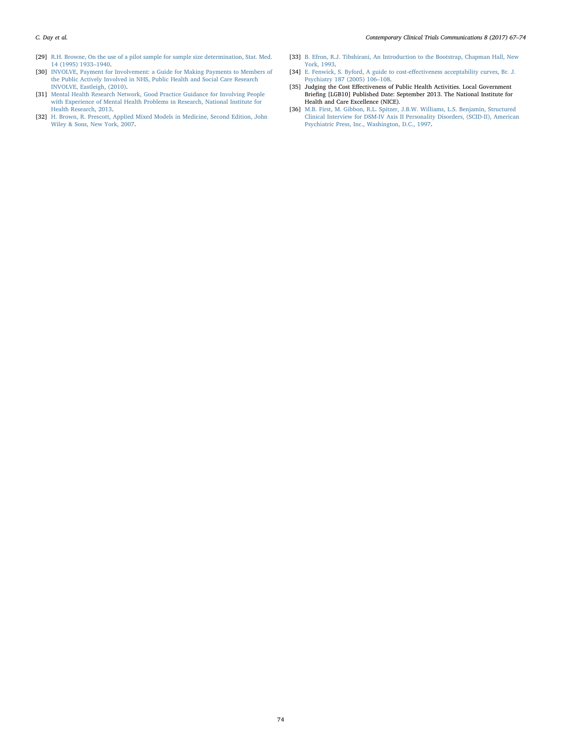[29] R.H. Browne, On the use of a pilot sample for sample size determination, Stat. Med. 14 (1995) 1933–1940.

[30] INVOLVE, Payment for Involvement: a Guide for Making Payments to Members of the Public Actively Involved in NHS, Public Health and Social Care Research INVOLVE, Eastleigh, (2010).

[31] Mental Health Research Network, Good Practice Guidance for Involving People with Experience of Mental Health Problems in Research, National Institute for Health Research, 2013.

[32] H. Brown, R. Prescott, Applied Mixed Models in Medicine, Second Edition, John Wiley & Sons, New York, 2007.

[33] B. Efron, R.J. Tibshirani, An Introduction to the Bootstrap, Chapman Hall, New York, 1993.

[34] E. Fenwick, S. Byford, A guide to cost-effectiveness acceptability curves, Br. J. Psychiatry 187 (2005) 106–108.

[35] Judging the Cost Effectiveness of Public Health Activities. Local Government Briefing [LGB10] Published Date: September 2013. The National Institute for Health and Care Excellence (NICE).

[36] M.B. First, M. Gibbon, R.L. Spitzer, J.B.W. Williams, L.S. Benjamin, Structured Clinical Interview for DSM-IV Axis II Personality Disorders, (SCID-II), American Psychiatric Press, Inc., Washington, D.C., 1997.